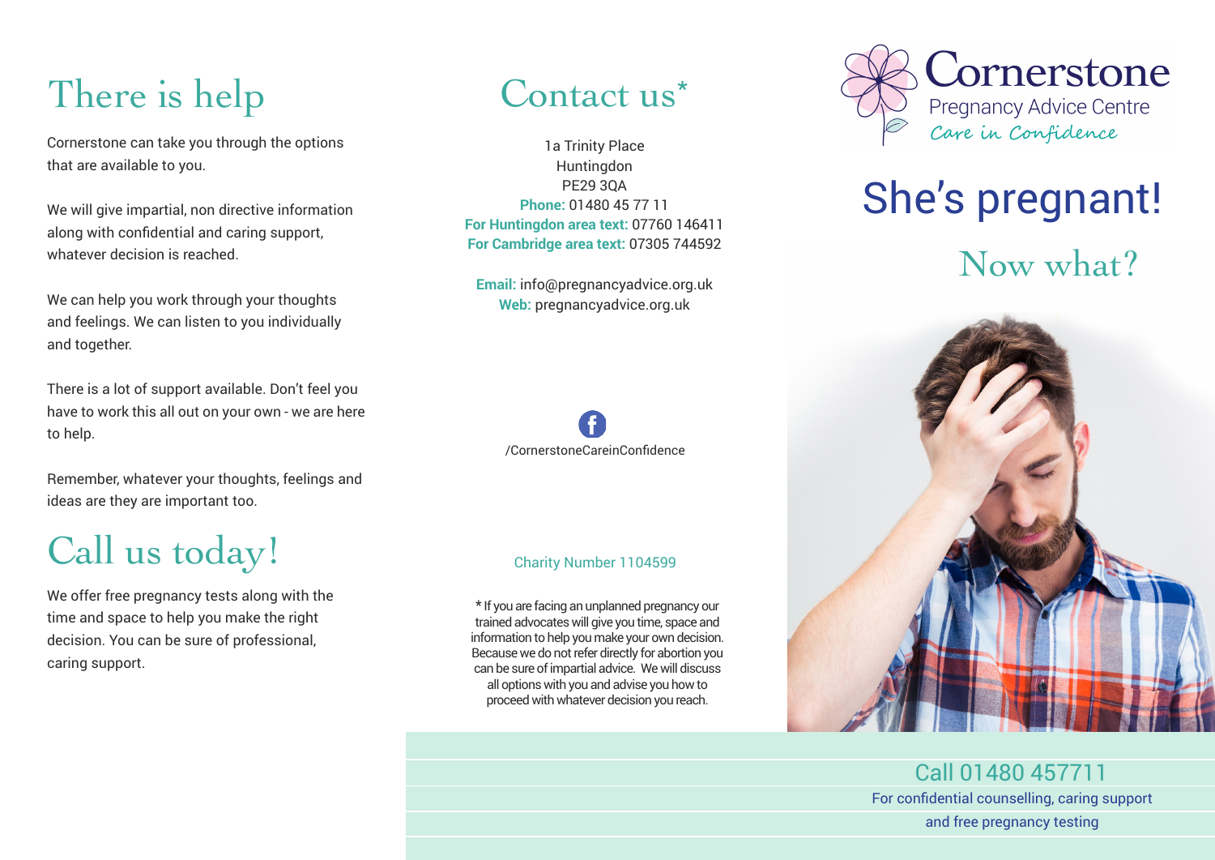# There is help

Cornerstone can take you through the options that are available to you.

We will give impartial, non directive information along with confidential and caring support, whatever decision is reached.

We can help you work through your thoughts and feelings. We can listen to you individually and together.

There is a lot of support available. Don't feel you have to work this all out on your own - we are here to help.

Remember, whatever your thoughts, feelings and ideas are they are important too.

# Call us today!

We offer free pregnancy tests along with the time and space to help you make the right decision. You can be sure of professional, caring support.

# Contact us*

1a Trinity Place
Huntingdon
PE29 3QA
**Phone:** 01480 45 77 11
**For Huntingdon area text:** 07760 146411
**For Cambridge area text:** 07305 744592

**Email:** info@pregnancyadvice.org.uk
**Web:** pregnancyadvice.org.uk

/CornerstoneCareinConfidence

Charity Number 1104599

* If you are facing an unplanned pregnancy our trained advocates will give you time, space and information to help you make your own decision. Because we do not refer directly for abortion you can be sure of impartial advice. We will discuss all options with you and advise you how to proceed with whatever decision you reach.

Cornerstone
Pregnancy Advice Centre
*Care in Confidence*

# She's pregnant!

## Now what?

Call 01480 457711

For confidential counselling, caring support and free pregnancy testing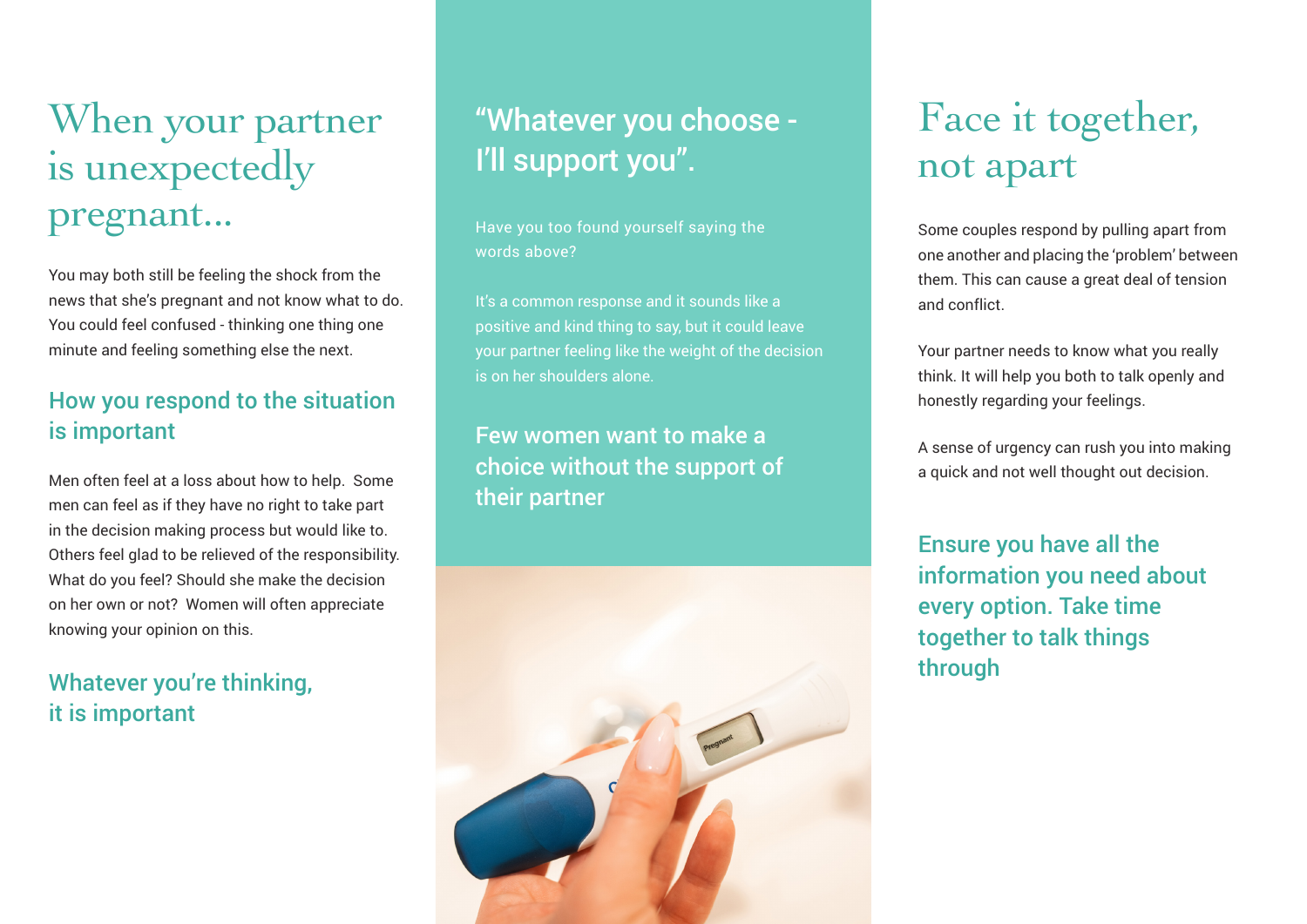# When your partner is unexpectedly pregnant...

You may both still be feeling the shock from the news that she's pregnant and not know what to do. You could feel confused - thinking one thing one minute and feeling something else the next.

## How you respond to the situation is important

Men often feel at a loss about how to help. Some men can feel as if they have no right to take part in the decision making process but would like to. Others feel glad to be relieved of the responsibility. What do you feel? Should she make the decision on her own or not? Women will often appreciate knowing your opinion on this.

## Whatever you're thinking, it is important

# "Whatever you choose - I'll support you".

Have you too found yourself saying the words above?

It's a common response and it sounds like a positive and kind thing to say, but it could leave your partner feeling like the weight of the decision is on her shoulders alone.

## Few women want to make a choice without the support of their partner

# Face it together, not apart

Some couples respond by pulling apart from one another and placing the 'problem' between them. This can cause a great deal of tension and conflict.

Your partner needs to know what you really think. It will help you both to talk openly and honestly regarding your feelings.

A sense of urgency can rush you into making a quick and not well thought out decision.

## Ensure you have all the information you need about every option. Take time together to talk things through